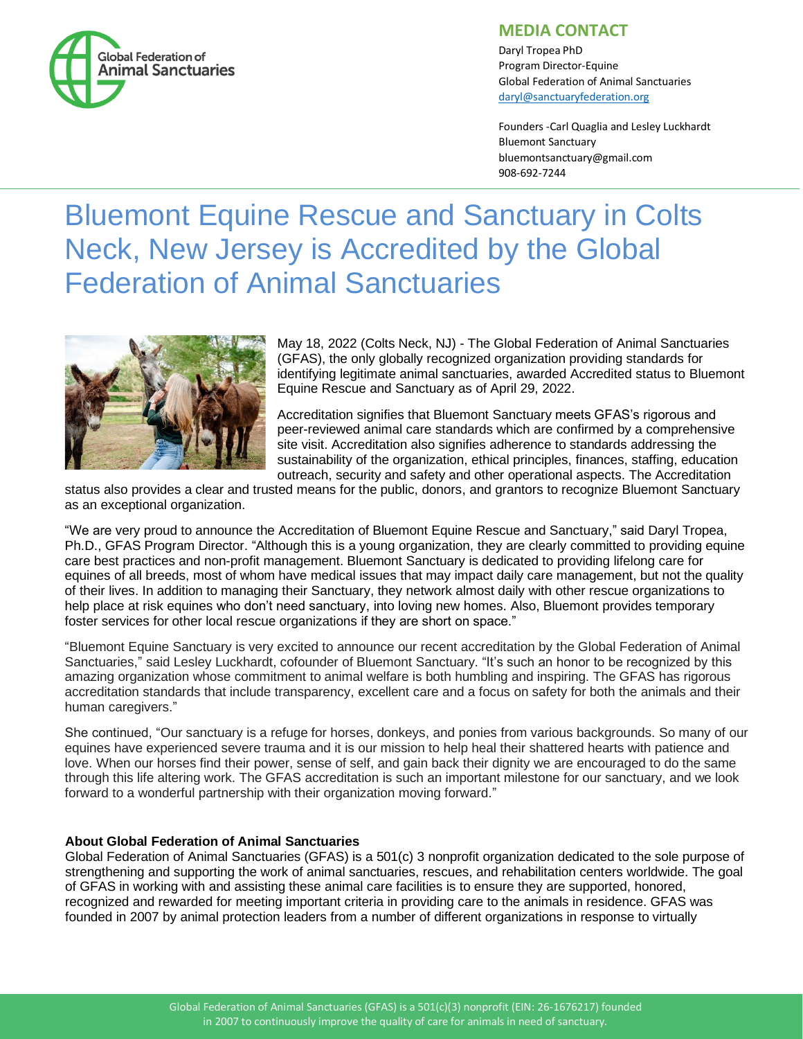**MEDIA CONTACT**

Daryl Tropea PhD
Program Director-Equine
Global Federation of Animal Sanctuaries
daryl@sanctuaryfederation.org

Founders -Carl Quaglia and Lesley Luckhardt
Bluemont Sanctuary
bluemontsanctuary@gmail.com
908-692-7244

# Bluemont Equine Rescue and Sanctuary in Colts Neck, New Jersey is Accredited by the Global Federation of Animal Sanctuaries

May 18, 2022 (Colts Neck, NJ) - The Global Federation of Animal Sanctuaries (GFAS), the only globally recognized organization providing standards for identifying legitimate animal sanctuaries, awarded Accredited status to Bluemont Equine Rescue and Sanctuary as of April 29, 2022.

Accreditation signifies that Bluemont Sanctuary meets GFAS's rigorous and peer-reviewed animal care standards which are confirmed by a comprehensive site visit. Accreditation also signifies adherence to standards addressing the sustainability of the organization, ethical principles, finances, staffing, education outreach, security and safety and other operational aspects. The Accreditation status also provides a clear and trusted means for the public, donors, and grantors to recognize Bluemont Sanctuary as an exceptional organization.

"We are very proud to announce the Accreditation of Bluemont Equine Rescue and Sanctuary," said Daryl Tropea, Ph.D., GFAS Program Director. "Although this is a young organization, they are clearly committed to providing equine care best practices and non-profit management. Bluemont Sanctuary is dedicated to providing lifelong care for equines of all breeds, most of whom have medical issues that may impact daily care management, but not the quality of their lives. In addition to managing their Sanctuary, they network almost daily with other rescue organizations to help place at risk equines who don't need sanctuary, into loving new homes. Also, Bluemont provides temporary foster services for other local rescue organizations if they are short on space."

"Bluemont Equine Sanctuary is very excited to announce our recent accreditation by the Global Federation of Animal Sanctuaries," said Lesley Luckhardt, cofounder of Bluemont Sanctuary. "It's such an honor to be recognized by this amazing organization whose commitment to animal welfare is both humbling and inspiring. The GFAS has rigorous accreditation standards that include transparency, excellent care and a focus on safety for both the animals and their human caregivers."

She continued, "Our sanctuary is a refuge for horses, donkeys, and ponies from various backgrounds. So many of our equines have experienced severe trauma and it is our mission to help heal their shattered hearts with patience and love. When our horses find their power, sense of self, and gain back their dignity we are encouraged to do the same through this life altering work. The GFAS accreditation is such an important milestone for our sanctuary, and we look forward to a wonderful partnership with their organization moving forward."

**About Global Federation of Animal Sanctuaries**

Global Federation of Animal Sanctuaries (GFAS) is a 501(c) 3 nonprofit organization dedicated to the sole purpose of strengthening and supporting the work of animal sanctuaries, rescues, and rehabilitation centers worldwide. The goal of GFAS in working with and assisting these animal care facilities is to ensure they are supported, honored, recognized and rewarded for meeting important criteria in providing care to the animals in residence. GFAS was founded in 2007 by animal protection leaders from a number of different organizations in response to virtually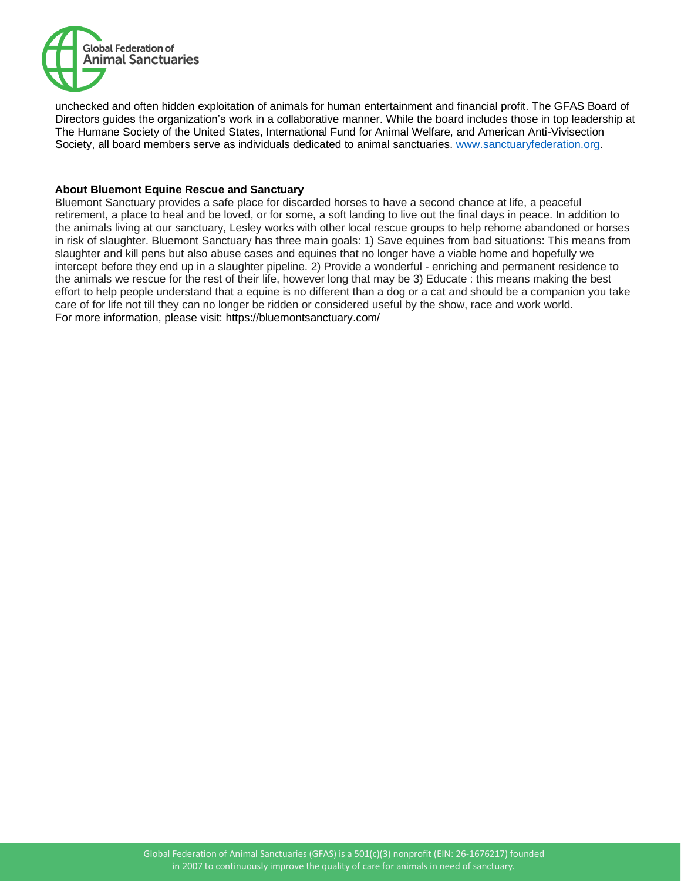unchecked and often hidden exploitation of animals for human entertainment and financial profit. The GFAS Board of Directors guides the organization's work in a collaborative manner. While the board includes those in top leadership at The Humane Society of the United States, International Fund for Animal Welfare, and American Anti-Vivisection Society, all board members serve as individuals dedicated to animal sanctuaries. [www.sanctuaryfederation.org](http://www.sanctuaryfederation.org).

**About Bluemont Equine Rescue and Sanctuary**

Bluemont Sanctuary provides a safe place for discarded horses to have a second chance at life, a peaceful retirement, a place to heal and be loved, or for some, a soft landing to live out the final days in peace. In addition to the animals living at our sanctuary, Lesley works with other local rescue groups to help rehome abandoned or horses in risk of slaughter. Bluemont Sanctuary has three main goals: 1) Save equines from bad situations: This means from slaughter and kill pens but also abuse cases and equines that no longer have a viable home and hopefully we intercept before they end up in a slaughter pipeline. 2) Provide a wonderful - enriching and permanent residence to the animals we rescue for the rest of their life, however long that may be 3) Educate : this means making the best effort to help people understand that a equine is no different than a dog or a cat and should be a companion you take care of for life not till they can no longer be ridden or considered useful by the show, race and work world.
For more information, please visit: https://bluemontsanctuary.com/